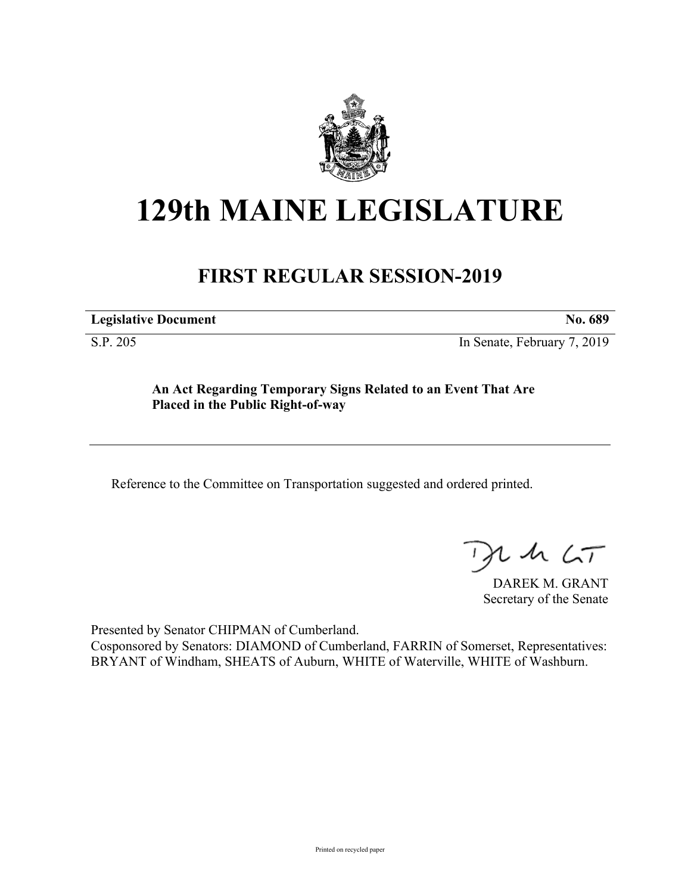# 129th MAINE LEGISLATURE

## FIRST REGULAR SESSION-2019

**Legislative Document** **No. 689**

S.P. 205 In Senate, February 7, 2019

**An Act Regarding Temporary Signs Related to an Event That Are Placed in the Public Right-of-way**

Reference to the Committee on Transportation suggested and ordered printed.

DAREK M. GRANT
Secretary of the Senate

Presented by Senator CHIPMAN of Cumberland.
Cosponsored by Senators: DIAMOND of Cumberland, FARRIN of Somerset, Representatives: BRYANT of Windham, SHEATS of Auburn, WHITE of Waterville, WHITE of Washburn.

Printed on recycled paper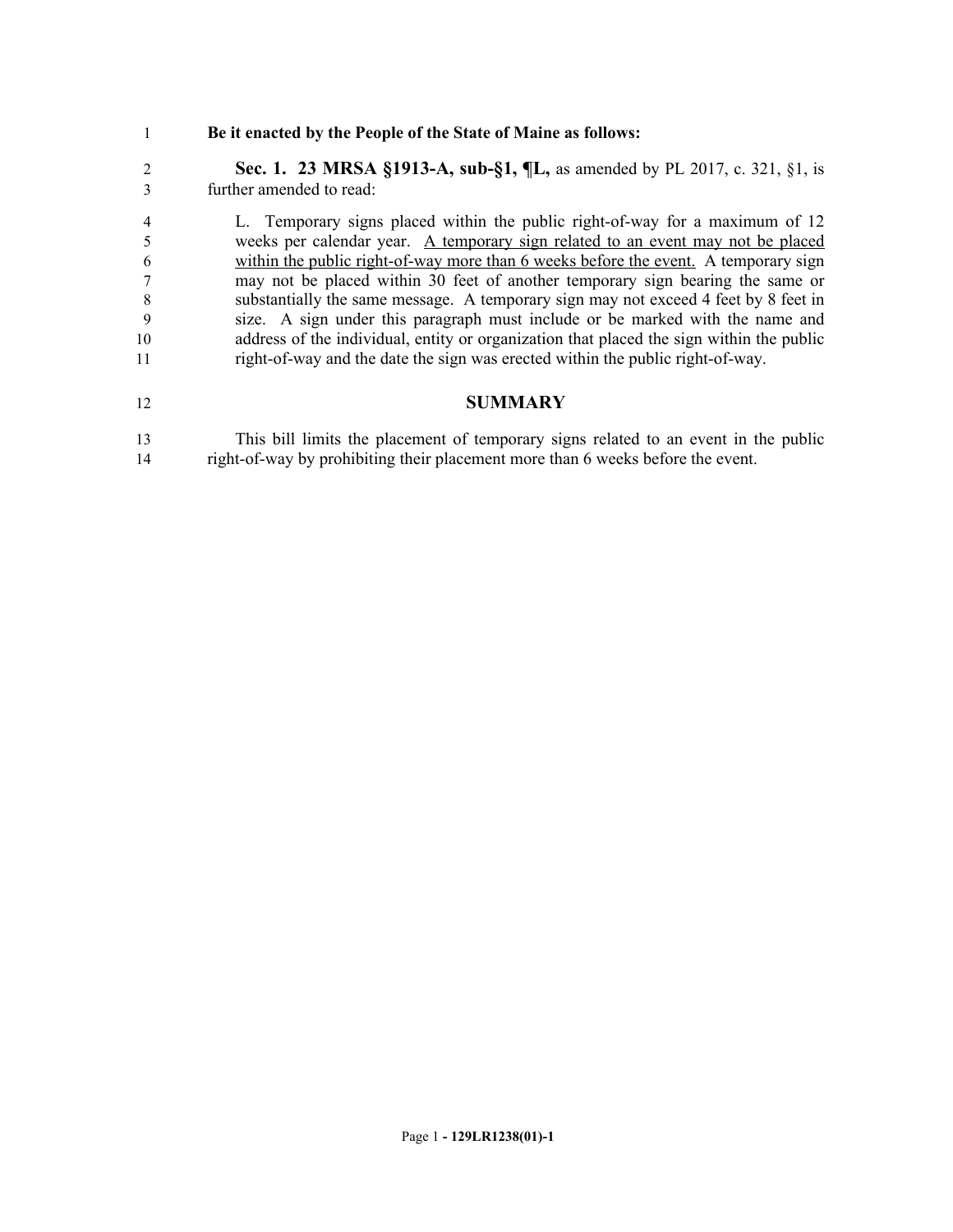**Be it enacted by the People of the State of Maine as follows:**

**Sec. 1. 23 MRSA §1913-A, sub-§1, ¶L,** as amended by PL 2017, c. 321, §1, is further amended to read:

L. Temporary signs placed within the public right-of-way for a maximum of 12 weeks per calendar year. <u>A temporary sign related to an event may not be placed within the public right-of-way more than 6 weeks before the event.</u> A temporary sign may not be placed within 30 feet of another temporary sign bearing the same or substantially the same message. A temporary sign may not exceed 4 feet by 8 feet in size. A sign under this paragraph must include or be marked with the name and address of the individual, entity or organization that placed the sign within the public right-of-way and the date the sign was erected within the public right-of-way.

## SUMMARY

This bill limits the placement of temporary signs related to an event in the public right-of-way by prohibiting their placement more than 6 weeks before the event.